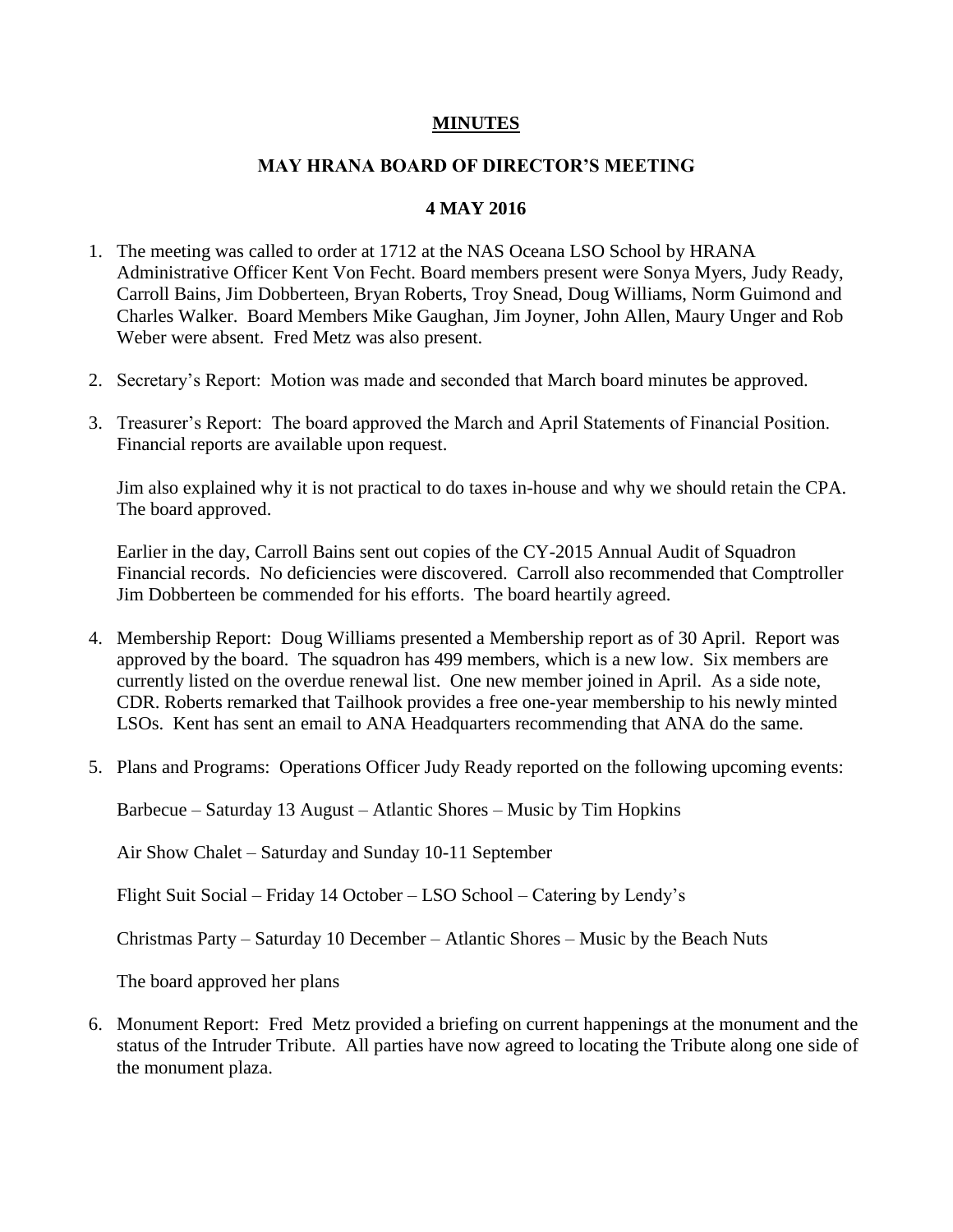**MINUTES**

**MAY HRANA BOARD OF DIRECTOR'S MEETING**

**4 MAY 2016**

1. The meeting was called to order at 1712 at the NAS Oceana LSO School by HRANA Administrative Officer Kent Von Fecht. Board members present were Sonya Myers, Judy Ready, Carroll Bains, Jim Dobberteen, Bryan Roberts, Troy Snead, Doug Williams, Norm Guimond and Charles Walker. Board Members Mike Gaughan, Jim Joyner, John Allen, Maury Unger and Rob Weber were absent. Fred Metz was also present.

2. Secretary's Report: Motion was made and seconded that March board minutes be approved.

3. Treasurer's Report: The board approved the March and April Statements of Financial Position. Financial reports are available upon request.

   Jim also explained why it is not practical to do taxes in-house and why we should retain the CPA. The board approved.

   Earlier in the day, Carroll Bains sent out copies of the CY-2015 Annual Audit of Squadron Financial records. No deficiencies were discovered. Carroll also recommended that Comptroller Jim Dobberteen be commended for his efforts. The board heartily agreed.

4. Membership Report: Doug Williams presented a Membership report as of 30 April. Report was approved by the board. The squadron has 499 members, which is a new low. Six members are currently listed on the overdue renewal list. One new member joined in April. As a side note, CDR. Roberts remarked that Tailhook provides a free one-year membership to his newly minted LSOs. Kent has sent an email to ANA Headquarters recommending that ANA do the same.

5. Plans and Programs: Operations Officer Judy Ready reported on the following upcoming events:

   Barbecue – Saturday 13 August – Atlantic Shores – Music by Tim Hopkins

   Air Show Chalet – Saturday and Sunday 10-11 September

   Flight Suit Social – Friday 14 October – LSO School – Catering by Lendy's

   Christmas Party – Saturday 10 December – Atlantic Shores – Music by the Beach Nuts

   The board approved her plans

6. Monument Report: Fred Metz provided a briefing on current happenings at the monument and the status of the Intruder Tribute. All parties have now agreed to locating the Tribute along one side of the monument plaza.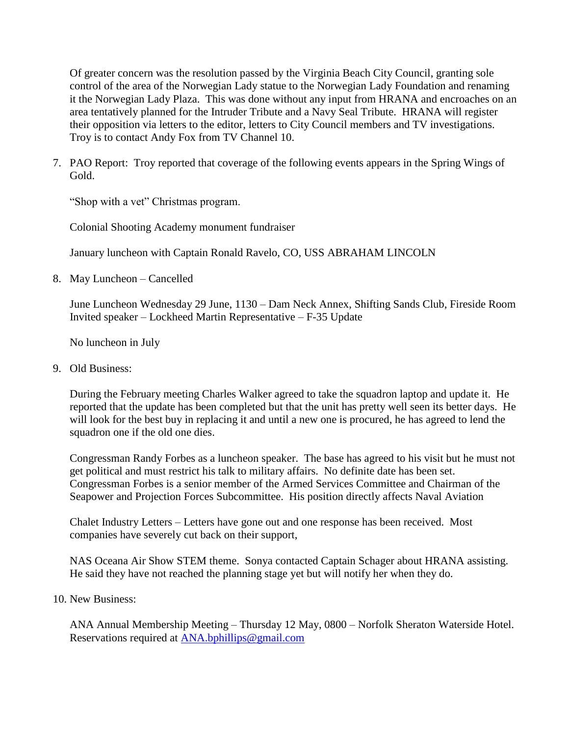Of greater concern was the resolution passed by the Virginia Beach City Council, granting sole control of the area of the Norwegian Lady statue to the Norwegian Lady Foundation and renaming it the Norwegian Lady Plaza. This was done without any input from HRANA and encroaches on an area tentatively planned for the Intruder Tribute and a Navy Seal Tribute. HRANA will register their opposition via letters to the editor, letters to City Council members and TV investigations. Troy is to contact Andy Fox from TV Channel 10.

7. PAO Report: Troy reported that coverage of the following events appears in the Spring Wings of Gold.

   "Shop with a vet" Christmas program.

   Colonial Shooting Academy monument fundraiser

   January luncheon with Captain Ronald Ravelo, CO, USS ABRAHAM LINCOLN

8. May Luncheon – Cancelled

   June Luncheon Wednesday 29 June, 1130 – Dam Neck Annex, Shifting Sands Club, Fireside Room
   Invited speaker – Lockheed Martin Representative – F-35 Update

   No luncheon in July

9. Old Business:

   During the February meeting Charles Walker agreed to take the squadron laptop and update it. He reported that the update has been completed but that the unit has pretty well seen its better days. He will look for the best buy in replacing it and until a new one is procured, he has agreed to lend the squadron one if the old one dies.

   Congressman Randy Forbes as a luncheon speaker. The base has agreed to his visit but he must not get political and must restrict his talk to military affairs. No definite date has been set. Congressman Forbes is a senior member of the Armed Services Committee and Chairman of the Seapower and Projection Forces Subcommittee. His position directly affects Naval Aviation

   Chalet Industry Letters – Letters have gone out and one response has been received. Most companies have severely cut back on their support,

   NAS Oceana Air Show STEM theme. Sonya contacted Captain Schager about HRANA assisting. He said they have not reached the planning stage yet but will notify her when they do.

10. New Business:

    ANA Annual Membership Meeting – Thursday 12 May, 0800 – Norfolk Sheraton Waterside Hotel. Reservations required at ANA.bphillips@gmail.com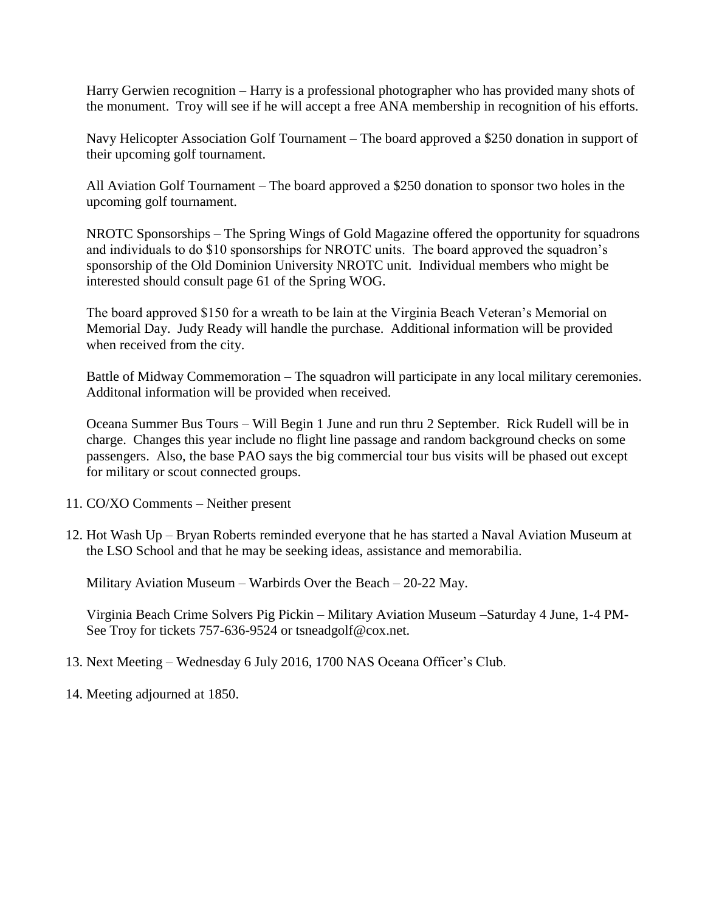Harry Gerwien recognition – Harry is a professional photographer who has provided many shots of the monument. Troy will see if he will accept a free ANA membership in recognition of his efforts.

Navy Helicopter Association Golf Tournament – The board approved a $250 donation in support of their upcoming golf tournament.

All Aviation Golf Tournament – The board approved a $250 donation to sponsor two holes in the upcoming golf tournament.

NROTC Sponsorships – The Spring Wings of Gold Magazine offered the opportunity for squadrons and individuals to do $10 sponsorships for NROTC units. The board approved the squadron's sponsorship of the Old Dominion University NROTC unit. Individual members who might be interested should consult page 61 of the Spring WOG.

The board approved $150 for a wreath to be lain at the Virginia Beach Veteran's Memorial on Memorial Day. Judy Ready will handle the purchase. Additional information will be provided when received from the city.

Battle of Midway Commemoration – The squadron will participate in any local military ceremonies. Additonal information will be provided when received.

Oceana Summer Bus Tours – Will Begin 1 June and run thru 2 September. Rick Rudell will be in charge. Changes this year include no flight line passage and random background checks on some passengers. Also, the base PAO says the big commercial tour bus visits will be phased out except for military or scout connected groups.

11. CO/XO Comments – Neither present

12. Hot Wash Up – Bryan Roberts reminded everyone that he has started a Naval Aviation Museum at the LSO School and that he may be seeking ideas, assistance and memorabilia.

    Military Aviation Museum – Warbirds Over the Beach – 20-22 May.

    Virginia Beach Crime Solvers Pig Pickin – Military Aviation Museum –Saturday 4 June, 1-4 PM- See Troy for tickets 757-636-9524 or tsneadgolf@cox.net.

13. Next Meeting – Wednesday 6 July 2016, 1700 NAS Oceana Officer's Club.

14. Meeting adjourned at 1850.